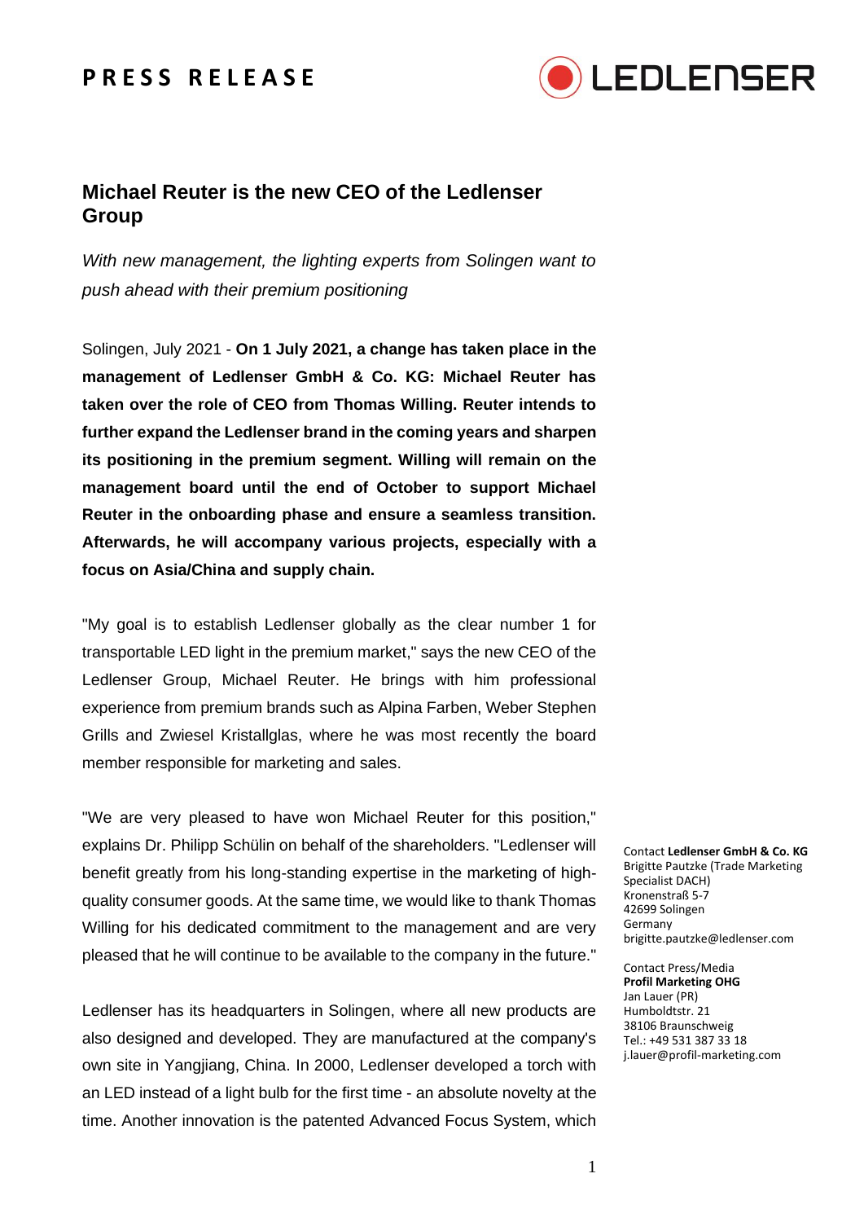PRESS RELEASE

# Michael Reuter is the new CEO of the Ledlenser Group

*With new management, the lighting experts from Solingen want to push ahead with their premium positioning*

Solingen, July 2021 - **On 1 July 2021, a change has taken place in the management of Ledlenser GmbH & Co. KG: Michael Reuter has taken over the role of CEO from Thomas Willing. Reuter intends to further expand the Ledlenser brand in the coming years and sharpen its positioning in the premium segment. Willing will remain on the management board until the end of October to support Michael Reuter in the onboarding phase and ensure a seamless transition. Afterwards, he will accompany various projects, especially with a focus on Asia/China and supply chain.**

"My goal is to establish Ledlenser globally as the clear number 1 for transportable LED light in the premium market," says the new CEO of the Ledlenser Group, Michael Reuter. He brings with him professional experience from premium brands such as Alpina Farben, Weber Stephen Grills and Zwiesel Kristallglas, where he was most recently the board member responsible for marketing and sales.

"We are very pleased to have won Michael Reuter for this position," explains Dr. Philipp Schülin on behalf of the shareholders. "Ledlenser will benefit greatly from his long-standing expertise in the marketing of high-quality consumer goods. At the same time, we would like to thank Thomas Willing for his dedicated commitment to the management and are very pleased that he will continue to be available to the company in the future."

Ledlenser has its headquarters in Solingen, where all new products are also designed and developed. They are manufactured at the company's own site in Yangjiang, China. In 2000, Ledlenser developed a torch with an LED instead of a light bulb for the first time - an absolute novelty at the time. Another innovation is the patented Advanced Focus System, which

Contact **Ledlenser GmbH & Co. KG**
Brigitte Pautzke (Trade Marketing Specialist DACH)
Kronenstraß 5-7
42699 Solingen
Germany
brigitte.pautzke@ledlenser.com

Contact Press/Media
**Profil Marketing OHG**
Jan Lauer (PR)
Humboldtstr. 21
38106 Braunschweig
Tel.: +49 531 387 33 18
j.lauer@profil-marketing.com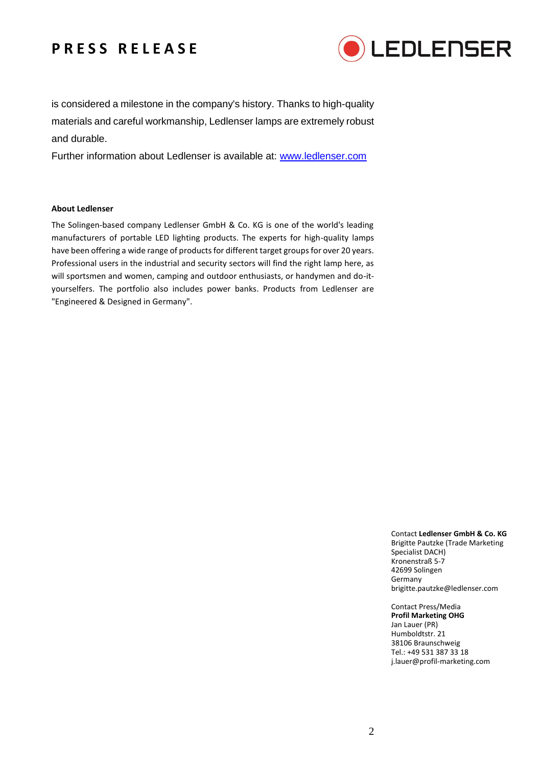is considered a milestone in the company's history. Thanks to high-quality materials and careful workmanship, Ledlenser lamps are extremely robust and durable.

Further information about Ledlenser is available at: [www.ledlenser.com](http://www.ledlenser.com)

**About Ledlenser**

The Solingen-based company Ledlenser GmbH & Co. KG is one of the world's leading manufacturers of portable LED lighting products. The experts for high-quality lamps have been offering a wide range of products for different target groups for over 20 years. Professional users in the industrial and security sectors will find the right lamp here, as will sportsmen and women, camping and outdoor enthusiasts, or handymen and do-it-yourselfers. The portfolio also includes power banks. Products from Ledlenser are "Engineered & Designed in Germany".

Contact **Ledlenser GmbH & Co. KG**
Brigitte Pautzke (Trade Marketing Specialist DACH)
Kronenstraß 5-7
42699 Solingen
Germany
brigitte.pautzke@ledlenser.com

Contact Press/Media
**Profil Marketing OHG**
Jan Lauer (PR)
Humboldtstr. 21
38106 Braunschweig
Tel.: +49 531 387 33 18
j.lauer@profil-marketing.com